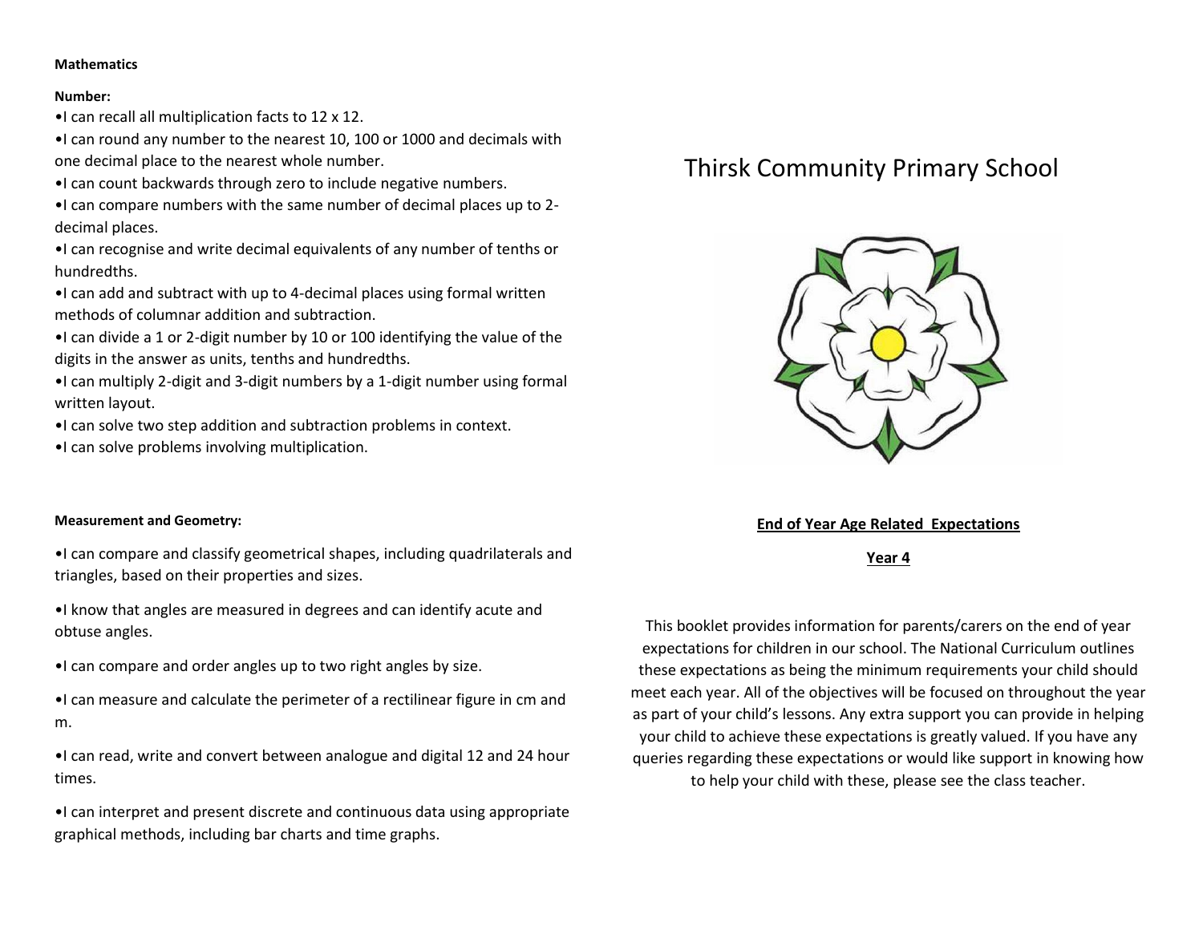**Mathematics**

**Number:**

- I can recall all multiplication facts to 12 x 12.
- I can round any number to the nearest 10, 100 or 1000 and decimals with one decimal place to the nearest whole number.
- I can count backwards through zero to include negative numbers.
- I can compare numbers with the same number of decimal places up to 2-decimal places.
- I can recognise and write decimal equivalents of any number of tenths or hundredths.
- I can add and subtract with up to 4-decimal places using formal written methods of columnar addition and subtraction.
- I can divide a 1 or 2-digit number by 10 or 100 identifying the value of the digits in the answer as units, tenths and hundredths.
- I can multiply 2-digit and 3-digit numbers by a 1-digit number using formal written layout.
- I can solve two step addition and subtraction problems in context.
- I can solve problems involving multiplication.

**Measurement and Geometry:**

- I can compare and classify geometrical shapes, including quadrilaterals and triangles, based on their properties and sizes.
- I know that angles are measured in degrees and can identify acute and obtuse angles.
- I can compare and order angles up to two right angles by size.
- I can measure and calculate the perimeter of a rectilinear figure in cm and m.
- I can read, write and convert between analogue and digital 12 and 24 hour times.
- I can interpret and present discrete and continuous data using appropriate graphical methods, including bar charts and time graphs.

# Thirsk Community Primary School

**End of Year Age Related Expectations**

**Year 4**

This booklet provides information for parents/carers on the end of year expectations for children in our school. The National Curriculum outlines these expectations as being the minimum requirements your child should meet each year. All of the objectives will be focused on throughout the year as part of your child's lessons. Any extra support you can provide in helping your child to achieve these expectations is greatly valued. If you have any queries regarding these expectations or would like support in knowing how to help your child with these, please see the class teacher.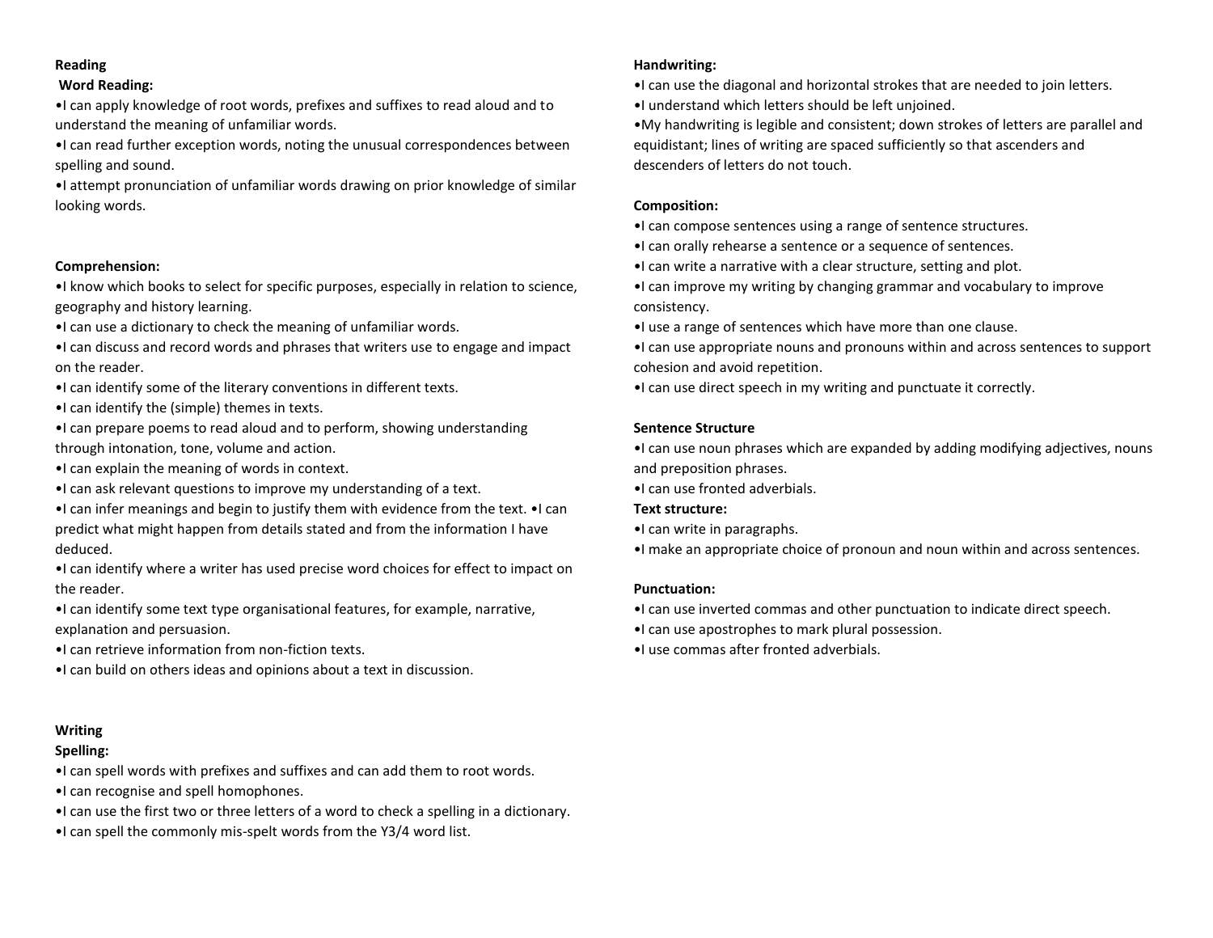**Reading**

**Word Reading:**

•I can apply knowledge of root words, prefixes and suffixes to read aloud and to understand the meaning of unfamiliar words.
•I can read further exception words, noting the unusual correspondences between spelling and sound.
•I attempt pronunciation of unfamiliar words drawing on prior knowledge of similar looking words.

**Comprehension:**

•I know which books to select for specific purposes, especially in relation to science, geography and history learning.
•I can use a dictionary to check the meaning of unfamiliar words.
•I can discuss and record words and phrases that writers use to engage and impact on the reader.
•I can identify some of the literary conventions in different texts.
•I can identify the (simple) themes in texts.
•I can prepare poems to read aloud and to perform, showing understanding through intonation, tone, volume and action.
•I can explain the meaning of words in context.
•I can ask relevant questions to improve my understanding of a text.
•I can infer meanings and begin to justify them with evidence from the text. •I can predict what might happen from details stated and from the information I have deduced.
•I can identify where a writer has used precise word choices for effect to impact on the reader.
•I can identify some text type organisational features, for example, narrative, explanation and persuasion.
•I can retrieve information from non-fiction texts.
•I can build on others ideas and opinions about a text in discussion.

**Writing**

**Spelling:**

•I can spell words with prefixes and suffixes and can add them to root words.
•I can recognise and spell homophones.
•I can use the first two or three letters of a word to check a spelling in a dictionary.
•I can spell the commonly mis-spelt words from the Y3/4 word list.

**Handwriting:**

•I can use the diagonal and horizontal strokes that are needed to join letters.
•I understand which letters should be left unjoined.
•My handwriting is legible and consistent; down strokes of letters are parallel and equidistant; lines of writing are spaced sufficiently so that ascenders and descenders of letters do not touch.

**Composition:**

•I can compose sentences using a range of sentence structures.
•I can orally rehearse a sentence or a sequence of sentences.
•I can write a narrative with a clear structure, setting and plot.
•I can improve my writing by changing grammar and vocabulary to improve consistency.
•I use a range of sentences which have more than one clause.
•I can use appropriate nouns and pronouns within and across sentences to support cohesion and avoid repetition.
•I can use direct speech in my writing and punctuate it correctly.

**Sentence Structure**

•I can use noun phrases which are expanded by adding modifying adjectives, nouns and preposition phrases.
•I can use fronted adverbials.

**Text structure:**

•I can write in paragraphs.
•I make an appropriate choice of pronoun and noun within and across sentences.

**Punctuation:**

•I can use inverted commas and other punctuation to indicate direct speech.
•I can use apostrophes to mark plural possession.
•I use commas after fronted adverbials.